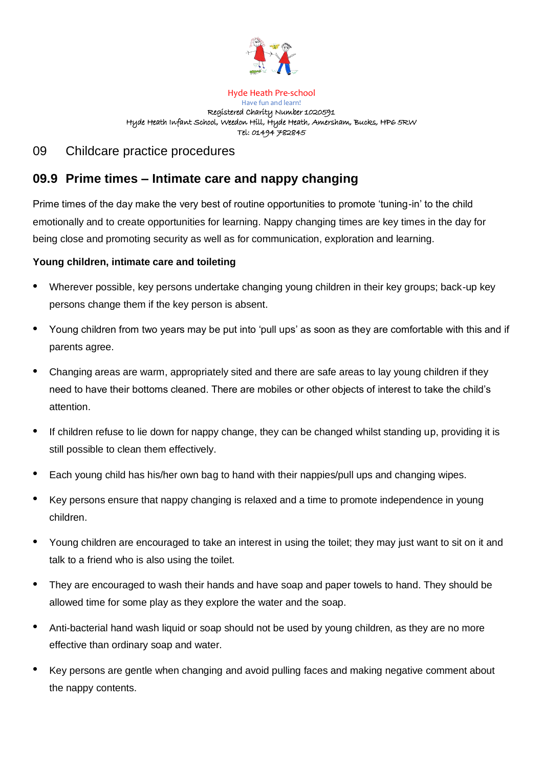Hyde Heath Pre-school

Have fun and learn!

Registered Charity Number 1020591

Hyde Heath Infant School, Weedon Hill, Hyde Heath, Amersham, Bucks, HP6 5RW

Tel: 01494 782845

# 09 Childcare practice procedures

## 09.9 Prime times – Intimate care and nappy changing

Prime times of the day make the very best of routine opportunities to promote 'tuning-in' to the child emotionally and to create opportunities for learning. Nappy changing times are key times in the day for being close and promoting security as well as for communication, exploration and learning.

**Young children, intimate care and toileting**

- Wherever possible, key persons undertake changing young children in their key groups; back-up key persons change them if the key person is absent.
- Young children from two years may be put into 'pull ups' as soon as they are comfortable with this and if parents agree.
- Changing areas are warm, appropriately sited and there are safe areas to lay young children if they need to have their bottoms cleaned. There are mobiles or other objects of interest to take the child's attention.
- If children refuse to lie down for nappy change, they can be changed whilst standing up, providing it is still possible to clean them effectively.
- Each young child has his/her own bag to hand with their nappies/pull ups and changing wipes.
- Key persons ensure that nappy changing is relaxed and a time to promote independence in young children.
- Young children are encouraged to take an interest in using the toilet; they may just want to sit on it and talk to a friend who is also using the toilet.
- They are encouraged to wash their hands and have soap and paper towels to hand. They should be allowed time for some play as they explore the water and the soap.
- Anti-bacterial hand wash liquid or soap should not be used by young children, as they are no more effective than ordinary soap and water.
- Key persons are gentle when changing and avoid pulling faces and making negative comment about the nappy contents.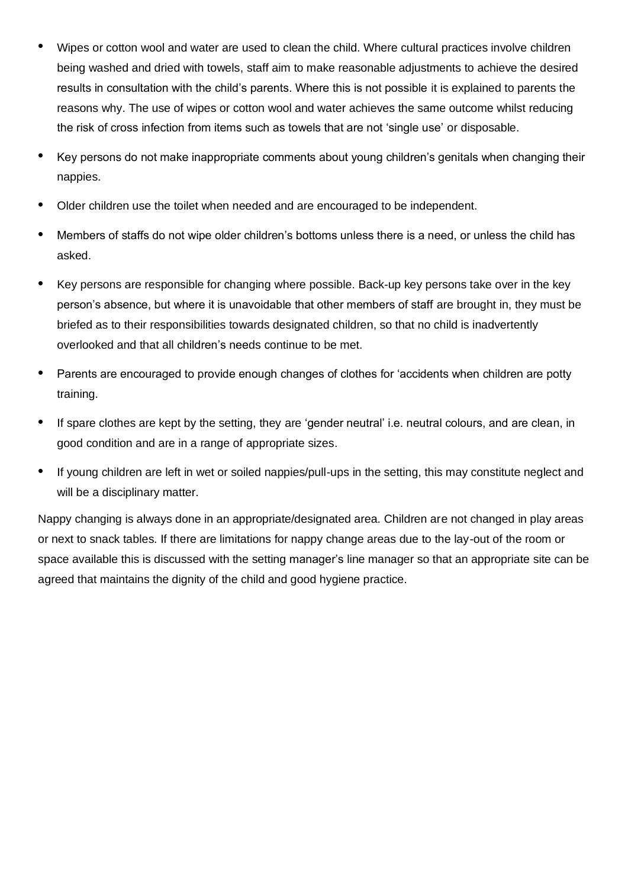- Wipes or cotton wool and water are used to clean the child. Where cultural practices involve children being washed and dried with towels, staff aim to make reasonable adjustments to achieve the desired results in consultation with the child's parents. Where this is not possible it is explained to parents the reasons why. The use of wipes or cotton wool and water achieves the same outcome whilst reducing the risk of cross infection from items such as towels that are not 'single use' or disposable.
- Key persons do not make inappropriate comments about young children's genitals when changing their nappies.
- Older children use the toilet when needed and are encouraged to be independent.
- Members of staffs do not wipe older children's bottoms unless there is a need, or unless the child has asked.
- Key persons are responsible for changing where possible. Back-up key persons take over in the key person's absence, but where it is unavoidable that other members of staff are brought in, they must be briefed as to their responsibilities towards designated children, so that no child is inadvertently overlooked and that all children's needs continue to be met.
- Parents are encouraged to provide enough changes of clothes for 'accidents when children are potty training.
- If spare clothes are kept by the setting, they are 'gender neutral' i.e. neutral colours, and are clean, in good condition and are in a range of appropriate sizes.
- If young children are left in wet or soiled nappies/pull-ups in the setting, this may constitute neglect and will be a disciplinary matter.

Nappy changing is always done in an appropriate/designated area. Children are not changed in play areas or next to snack tables. If there are limitations for nappy change areas due to the lay-out of the room or space available this is discussed with the setting manager's line manager so that an appropriate site can be agreed that maintains the dignity of the child and good hygiene practice.